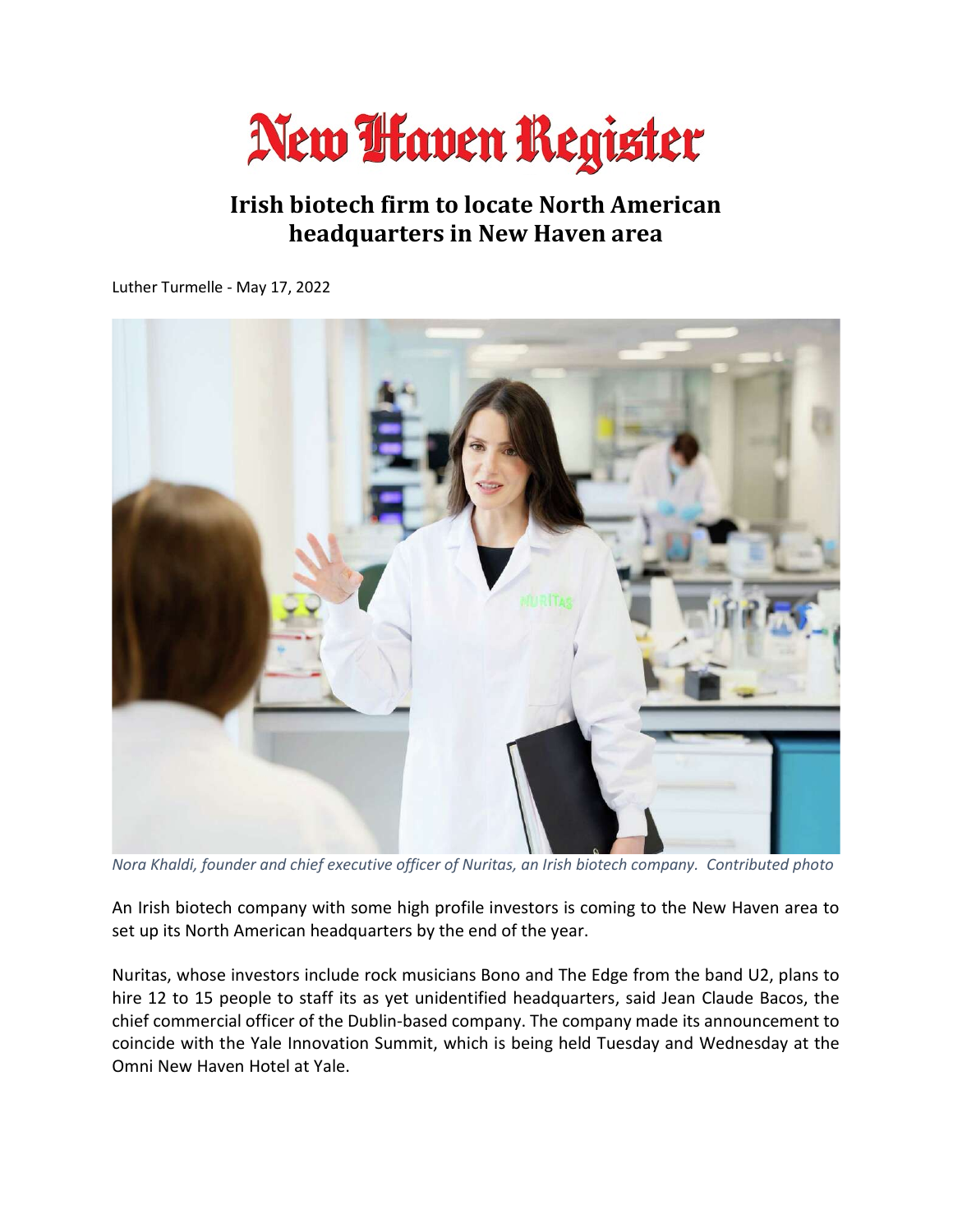# New Haven Register

## Irish biotech firm to locate North American headquarters in New Haven area

Luther Turmelle - May 17, 2022

*Nora Khaldi, founder and chief executive officer of Nuritas, an Irish biotech company. Contributed photo*

An Irish biotech company with some high profile investors is coming to the New Haven area to set up its North American headquarters by the end of the year.

Nuritas, whose investors include rock musicians Bono and The Edge from the band U2, plans to hire 12 to 15 people to staff its as yet unidentified headquarters, said Jean Claude Bacos, the chief commercial officer of the Dublin-based company. The company made its announcement to coincide with the Yale Innovation Summit, which is being held Tuesday and Wednesday at the Omni New Haven Hotel at Yale.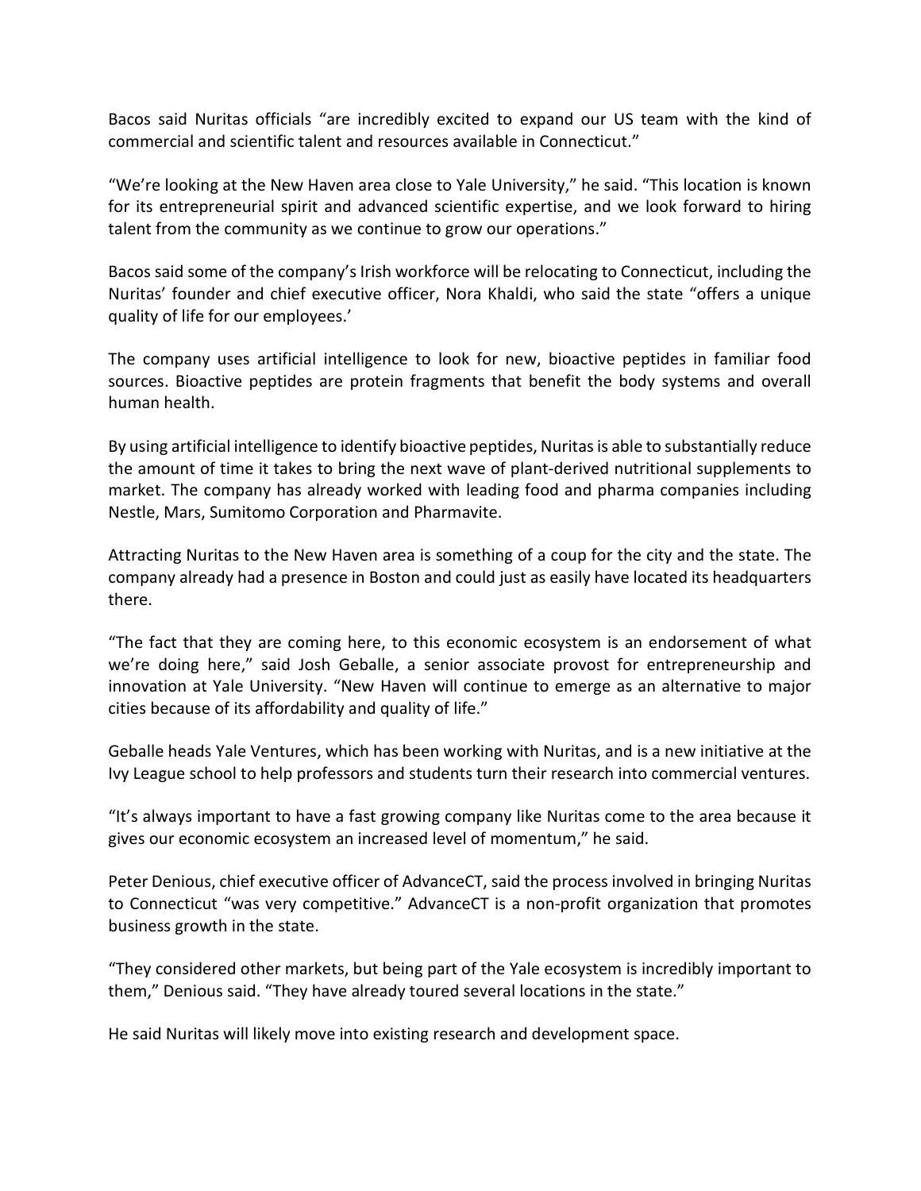Bacos said Nuritas officials “are incredibly excited to expand our US team with the kind of commercial and scientific talent and resources available in Connecticut.”

“We’re looking at the New Haven area close to Yale University,” he said. “This location is known for its entrepreneurial spirit and advanced scientific expertise, and we look forward to hiring talent from the community as we continue to grow our operations.”

Bacos said some of the company’s Irish workforce will be relocating to Connecticut, including the Nuritas’ founder and chief executive officer, Nora Khaldi, who said the state “offers a unique quality of life for our employees.’

The company uses artificial intelligence to look for new, bioactive peptides in familiar food sources. Bioactive peptides are protein fragments that benefit the body systems and overall human health.

By using artificial intelligence to identify bioactive peptides, Nuritas is able to substantially reduce the amount of time it takes to bring the next wave of plant-derived nutritional supplements to market. The company has already worked with leading food and pharma companies including Nestle, Mars, Sumitomo Corporation and Pharmavite.

Attracting Nuritas to the New Haven area is something of a coup for the city and the state. The company already had a presence in Boston and could just as easily have located its headquarters there.

“The fact that they are coming here, to this economic ecosystem is an endorsement of what we’re doing here,” said Josh Geballe, a senior associate provost for entrepreneurship and innovation at Yale University. “New Haven will continue to emerge as an alternative to major cities because of its affordability and quality of life.”

Geballe heads Yale Ventures, which has been working with Nuritas, and is a new initiative at the Ivy League school to help professors and students turn their research into commercial ventures.

“It’s always important to have a fast growing company like Nuritas come to the area because it gives our economic ecosystem an increased level of momentum,” he said.

Peter Denious, chief executive officer of AdvanceCT, said the process involved in bringing Nuritas to Connecticut “was very competitive.” AdvanceCT is a non-profit organization that promotes business growth in the state.

“They considered other markets, but being part of the Yale ecosystem is incredibly important to them,” Denious said. “They have already toured several locations in the state.”

He said Nuritas will likely move into existing research and development space.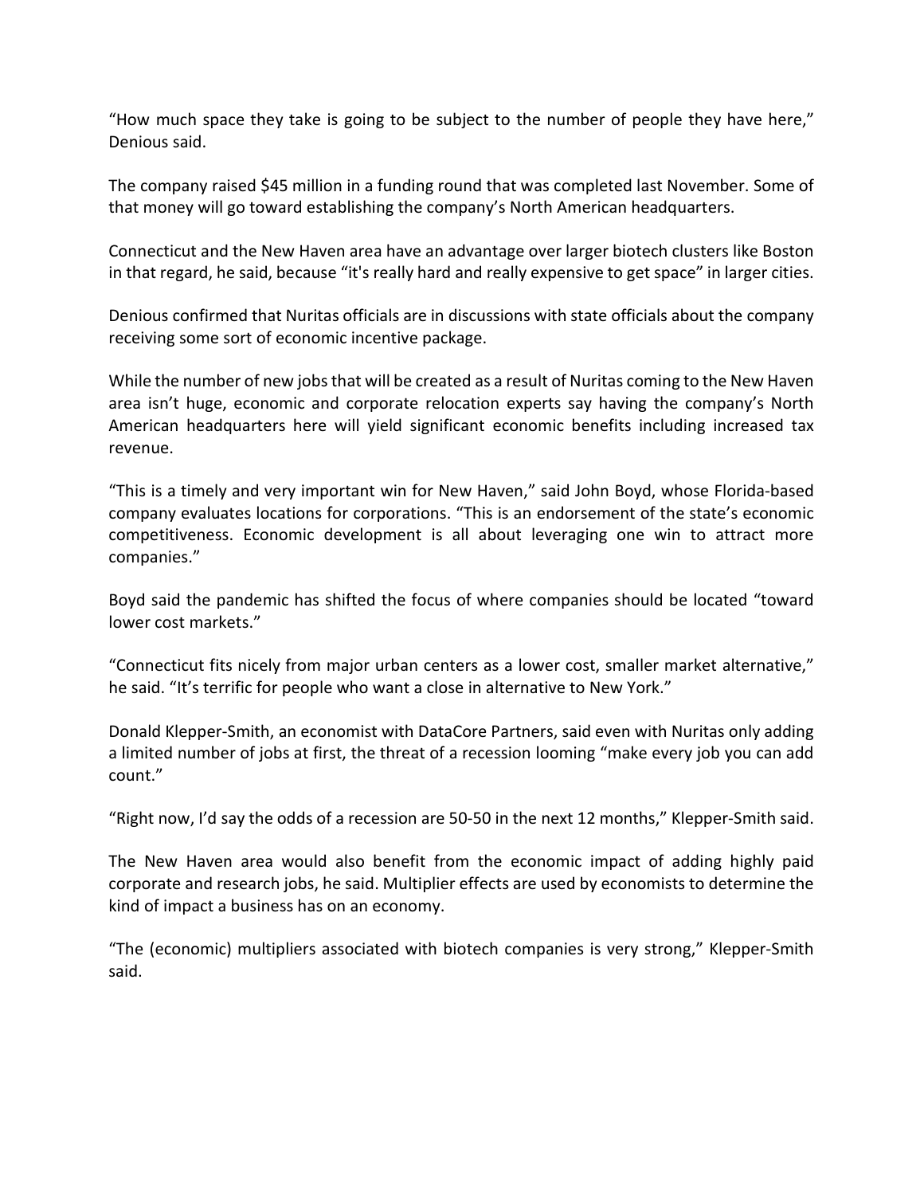"How much space they take is going to be subject to the number of people they have here," Denious said.

The company raised $45 million in a funding round that was completed last November. Some of that money will go toward establishing the company's North American headquarters.

Connecticut and the New Haven area have an advantage over larger biotech clusters like Boston in that regard, he said, because "it's really hard and really expensive to get space" in larger cities.

Denious confirmed that Nuritas officials are in discussions with state officials about the company receiving some sort of economic incentive package.

While the number of new jobs that will be created as a result of Nuritas coming to the New Haven area isn't huge, economic and corporate relocation experts say having the company's North American headquarters here will yield significant economic benefits including increased tax revenue.

"This is a timely and very important win for New Haven," said John Boyd, whose Florida-based company evaluates locations for corporations. "This is an endorsement of the state's economic competitiveness. Economic development is all about leveraging one win to attract more companies."

Boyd said the pandemic has shifted the focus of where companies should be located "toward lower cost markets."

"Connecticut fits nicely from major urban centers as a lower cost, smaller market alternative," he said. "It's terrific for people who want a close in alternative to New York."

Donald Klepper-Smith, an economist with DataCore Partners, said even with Nuritas only adding a limited number of jobs at first, the threat of a recession looming "make every job you can add count."

"Right now, I'd say the odds of a recession are 50-50 in the next 12 months," Klepper-Smith said.

The New Haven area would also benefit from the economic impact of adding highly paid corporate and research jobs, he said. Multiplier effects are used by economists to determine the kind of impact a business has on an economy.

"The (economic) multipliers associated with biotech companies is very strong," Klepper-Smith said.